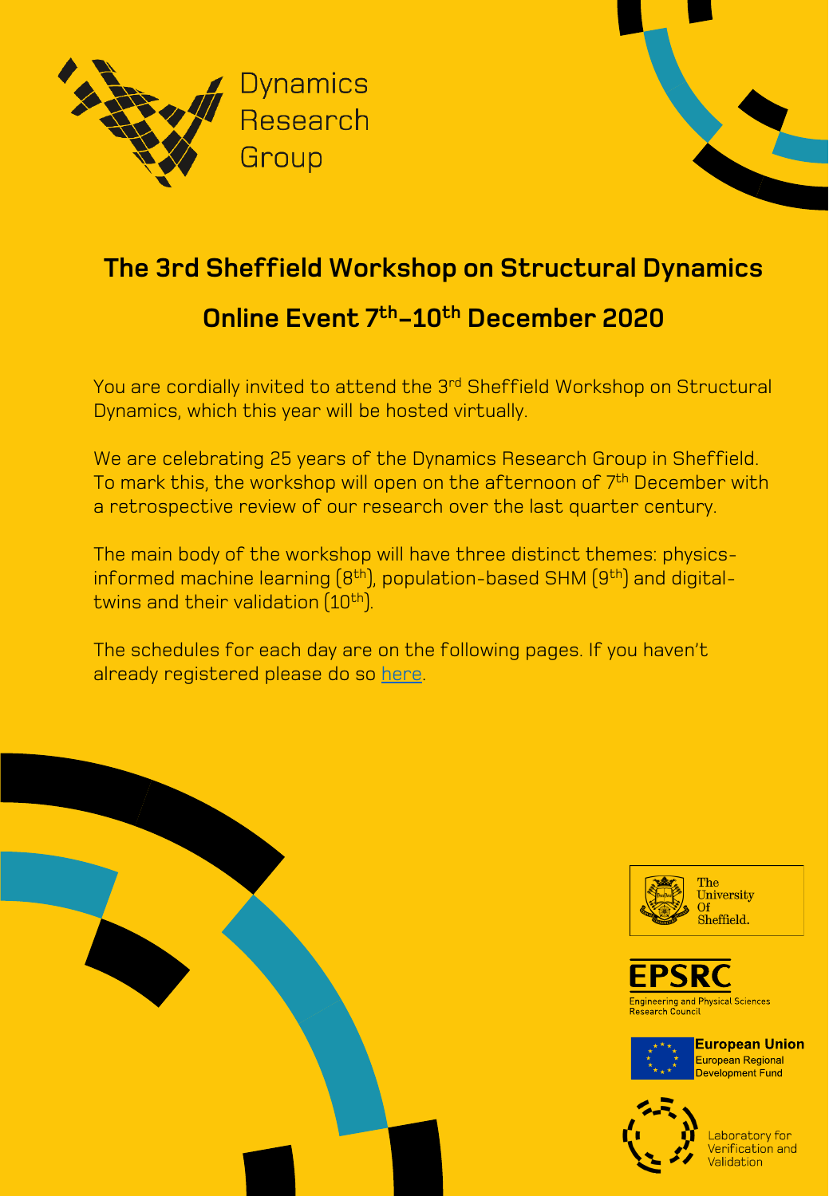Dynamics Research Group

# The 3rd Sheffield Workshop on Structural Dynamics

## Online Event 7$^{th}$–10$^{th}$ December 2020

You are cordially invited to attend the 3$^{rd}$ Sheffield Workshop on Structural Dynamics, which this year will be hosted virtually.

We are celebrating 25 years of the Dynamics Research Group in Sheffield. To mark this, the workshop will open on the afternoon of 7$^{th}$ December with a retrospective review of our research over the last quarter century.

The main body of the workshop will have three distinct themes: physics-informed machine learning (8$^{th}$), population-based SHM (9$^{th}$) and digital-twins and their validation (10$^{th}$).

The schedules for each day are on the following pages. If you haven't already registered please do so here.

The University Of Sheffield.

EPSRC Engineering and Physical Sciences Research Council

European Union European Regional Development Fund

Laboratory for Verification and Validation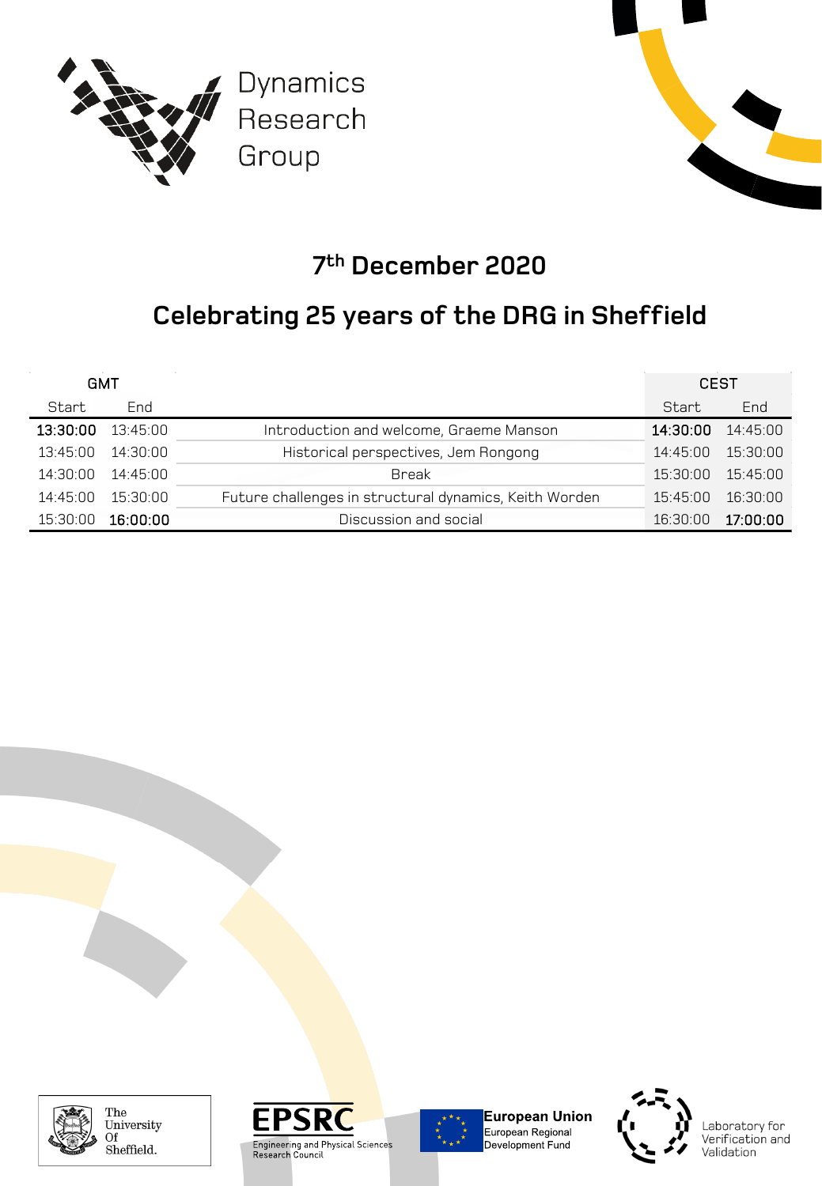Dynamics Research Group

## 7th December 2020

## Celebrating 25 years of the DRG in Sheffield

| GMT | | | CEST | |
|---|---|---|---|---|
| Start | End | | Start | End |
| 13:30:00 | 13:45:00 | Introduction and welcome, Graeme Manson | 14:30:00 | 14:45:00 |
| 13:45:00 | 14:30:00 | Historical perspectives, Jem Rongong | 14:45:00 | 15:30:00 |
| 14:30:00 | 14:45:00 | Break | 15:30:00 | 15:45:00 |
| 14:45:00 | 15:30:00 | Future challenges in structural dynamics, Keith Worden | 15:45:00 | 16:30:00 |
| 15:30:00 | 16:00:00 | Discussion and social | 16:30:00 | 17:00:00 |

The University Of Sheffield.

EPSRC Engineering and Physical Sciences Research Council

European Union European Regional Development Fund

Laboratory for Verification and Validation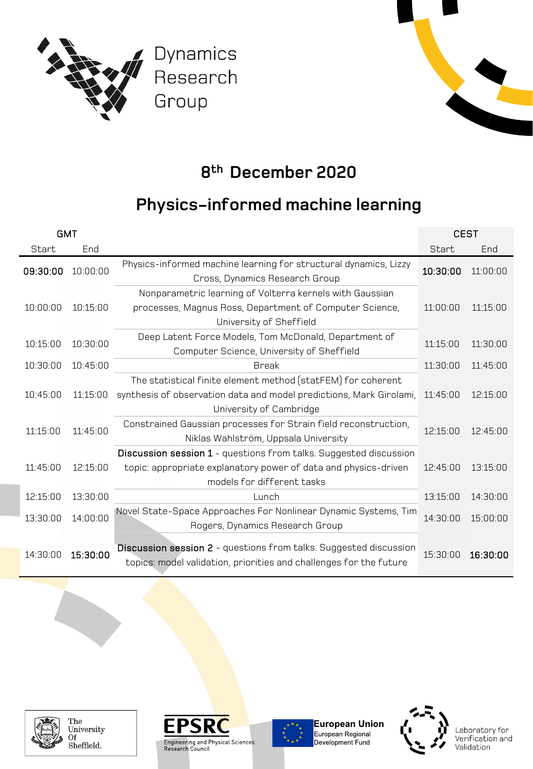Dynamics Research Group

## 8th December 2020

# Physics-informed machine learning

| GMT | | | CEST | |
|---|---|---|---|---|
| Start | End | | Start | End |
| **09:30:00** | 10:00:00 | Physics-informed machine learning for structural dynamics, Lizzy Cross, Dynamics Research Group | **10:30:00** | 11:00:00 |
| 10:00:00 | 10:15:00 | Nonparametric learning of Volterra kernels with Gaussian processes, Magnus Ross, Department of Computer Science, University of Sheffield | 11:00:00 | 11:15:00 |
| 10:15:00 | 10:30:00 | Deep Latent Force Models, Tom McDonald, Department of Computer Science, University of Sheffield | 11:15:00 | 11:30:00 |
| 10:30:00 | 10:45:00 | Break | 11:30:00 | 11:45:00 |
| 10:45:00 | 11:15:00 | The statistical finite element method (statFEM) for coherent synthesis of observation data and model predictions, Mark Girolami, University of Cambridge | 11:45:00 | 12:15:00 |
| 11:15:00 | 11:45:00 | Constrained Gaussian processes for Strain field reconstruction, Niklas Wahlström, Uppsala University | 12:15:00 | 12:45:00 |
| 11:45:00 | 12:15:00 | **Discussion session 1** - questions from talks. Suggested discussion topic: appropriate explanatory power of data and physics-driven models for different tasks | 12:45:00 | 13:15:00 |
| 12:15:00 | 13:30:00 | Lunch | 13:15:00 | 14:30:00 |
| 13:30:00 | 14:00:00 | Novel State-Space Approaches For Nonlinear Dynamic Systems, Tim Rogers, Dynamics Research Group | 14:30:00 | 15:00:00 |
| 14:30:00 | **15:30:00** | **Discussion session 2** - questions from talks. Suggested discussion topics: model validation, priorities and challenges for the future | 15:30:00 | **16:30:00** |

The University Of Sheffield.

EPSRC Engineering and Physical Sciences Research Council

European Union European Regional Development Fund

Laboratory for Verification and Validation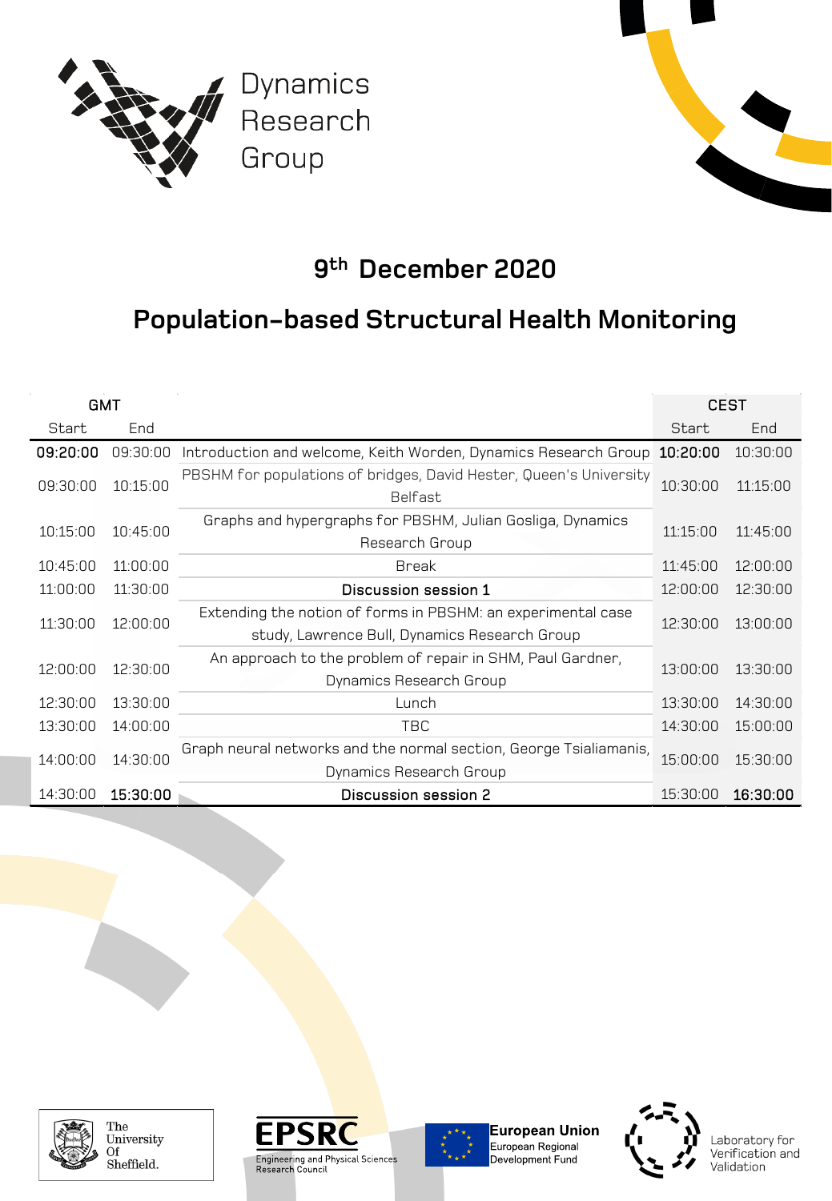Dynamics Research Group

## 9th December 2020

# Population-based Structural Health Monitoring

| GMT | | | CEST | |
|---|---|---|---|---|
| Start | End | | Start | End |
| **09:20:00** | 09:30:00 | Introduction and welcome, Keith Worden, Dynamics Research Group | **10:20:00** | 10:30:00 |
| 09:30:00 | 10:15:00 | PBSHM for populations of bridges, David Hester, Queen's University Belfast | 10:30:00 | 11:15:00 |
| 10:15:00 | 10:45:00 | Graphs and hypergraphs for PBSHM, Julian Gosliga, Dynamics Research Group | 11:15:00 | 11:45:00 |
| 10:45:00 | 11:00:00 | Break | 11:45:00 | 12:00:00 |
| 11:00:00 | 11:30:00 | **Discussion session 1** | 12:00:00 | 12:30:00 |
| 11:30:00 | 12:00:00 | Extending the notion of forms in PBSHM: an experimental case study, Lawrence Bull, Dynamics Research Group | 12:30:00 | 13:00:00 |
| 12:00:00 | 12:30:00 | An approach to the problem of repair in SHM, Paul Gardner, Dynamics Research Group | 13:00:00 | 13:30:00 |
| 12:30:00 | 13:30:00 | Lunch | 13:30:00 | 14:30:00 |
| 13:30:00 | 14:00:00 | TBC | 14:30:00 | 15:00:00 |
| 14:00:00 | 14:30:00 | Graph neural networks and the normal section, George Tsialiamanis, Dynamics Research Group | 15:00:00 | 15:30:00 |
| 14:30:00 | **15:30:00** | **Discussion session 2** | 15:30:00 | **16:30:00** |

The University Of Sheffield.

EPSRC Engineering and Physical Sciences Research Council

European Union European Regional Development Fund

Laboratory for Verification and Validation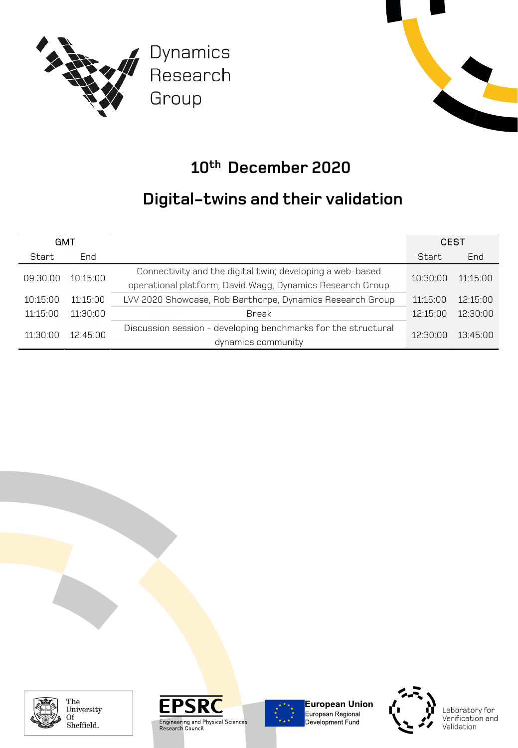Dynamics Research Group

## 10th December 2020

## Digital-twins and their validation

| GMT | | | CEST | |
|---|---|---|---|---|
| Start | End | | Start | End |
| 09:30:00 | 10:15:00 | Connectivity and the digital twin; developing a web-based operational platform, David Wagg, Dynamics Research Group | 10:30:00 | 11:15:00 |
| 10:15:00 | 11:15:00 | LVV 2020 Showcase, Rob Barthorpe, Dynamics Research Group | 11:15:00 | 12:15:00 |
| 11:15:00 | 11:30:00 | Break | 12:15:00 | 12:30:00 |
| 11:30:00 | 12:45:00 | Discussion session - developing benchmarks for the structural dynamics community | 12:30:00 | 13:45:00 |

The University Of Sheffield.

EPSRC Engineering and Physical Sciences Research Council

European Union European Regional Development Fund

Laboratory for Verification and Validation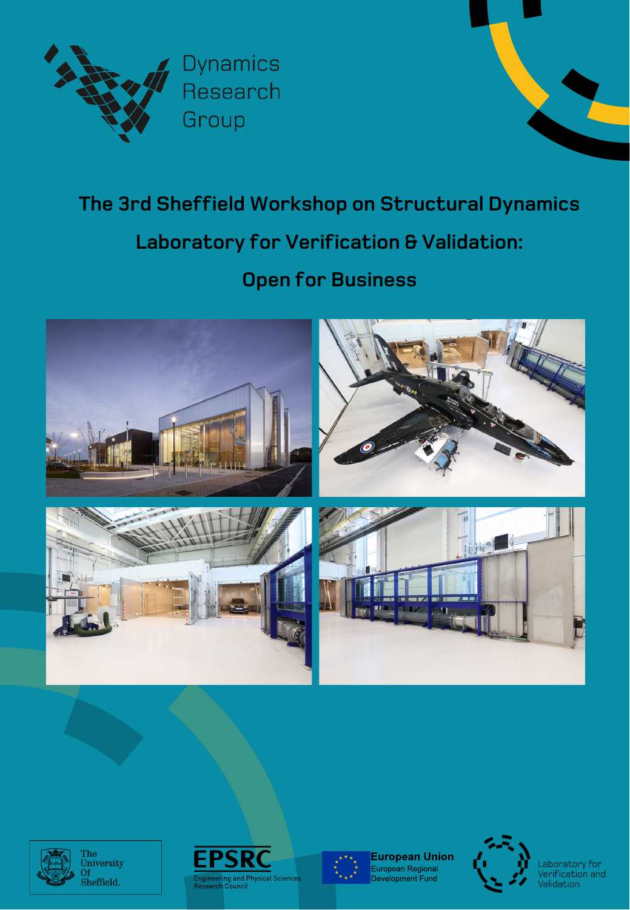Dynamics Research Group

# The 3rd Sheffield Workshop on Structural Dynamics

## Laboratory for Verification & Validation:

## Open for Business

The University Of Sheffield.

EPSRC
Engineering and Physical Sciences Research Council

European Union
European Regional Development Fund

Laboratory for Verification and Validation